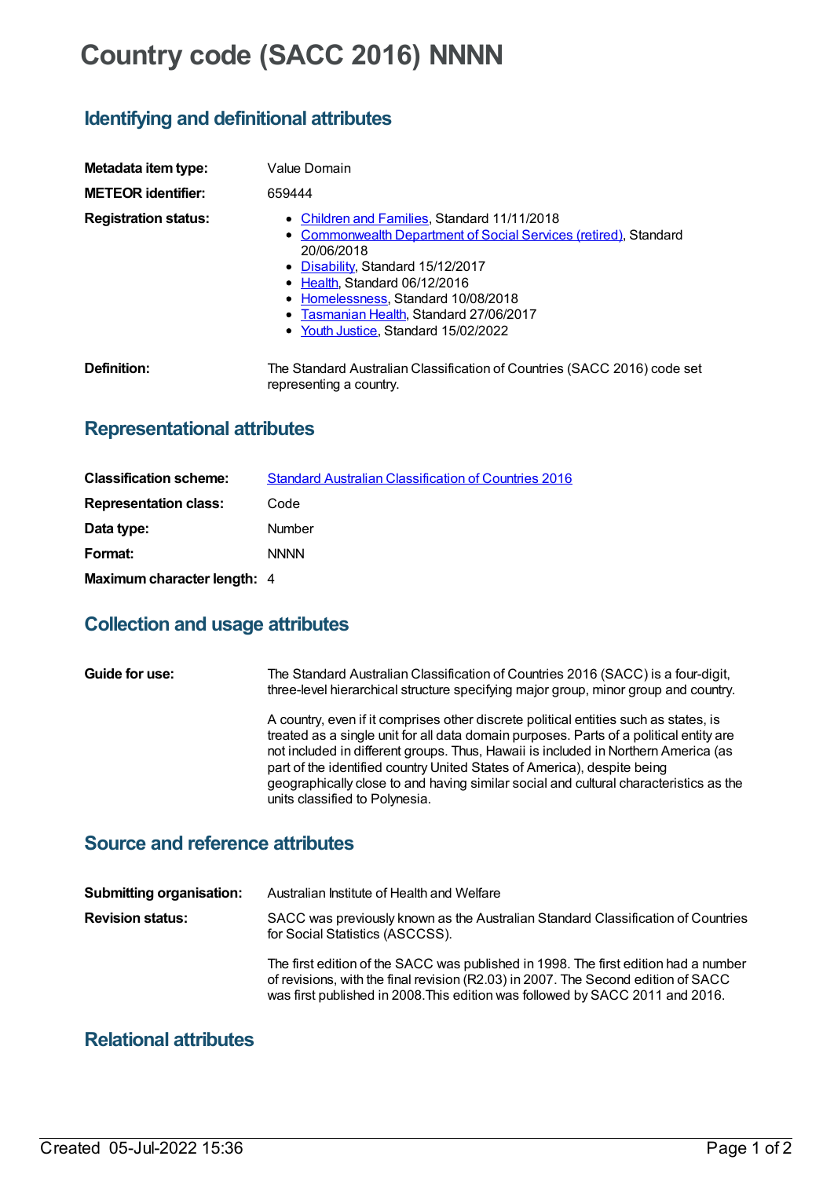# Country code (SACC 2016) NNNN

## Identifying and definitional attributes

**Metadata item type:** Value Domain

**METEOR identifier:** 659444

**Registration status:**

- Children and Families, Standard 11/11/2018
- Commonwealth Department of Social Services (retired), Standard 20/06/2018
- Disability, Standard 15/12/2017
- Health, Standard 06/12/2016
- Homelessness, Standard 10/08/2018
- Tasmanian Health, Standard 27/06/2017
- Youth Justice, Standard 15/02/2022

**Definition:** The Standard Australian Classification of Countries (SACC 2016) code set representing a country.

## Representational attributes

**Classification scheme:** Standard Australian Classification of Countries 2016

**Representation class:** Code

**Data type:** Number

**Format:** NNNN

**Maximum character length:** 4

## Collection and usage attributes

**Guide for use:** The Standard Australian Classification of Countries 2016 (SACC) is a four-digit, three-level hierarchical structure specifying major group, minor group and country.

A country, even if it comprises other discrete political entities such as states, is treated as a single unit for all data domain purposes. Parts of a political entity are not included in different groups. Thus, Hawaii is included in Northern America (as part of the identified country United States of America), despite being geographically close to and having similar social and cultural characteristics as the units classified to Polynesia.

## Source and reference attributes

**Submitting organisation:** Australian Institute of Health and Welfare

**Revision status:** SACC was previously known as the Australian Standard Classification of Countries for Social Statistics (ASCCSS).

The first edition of the SACC was published in 1998. The first edition had a number of revisions, with the final revision (R2.03) in 2007. The Second edition of SACC was first published in 2008.This edition was followed by SACC 2011 and 2016.

## Relational attributes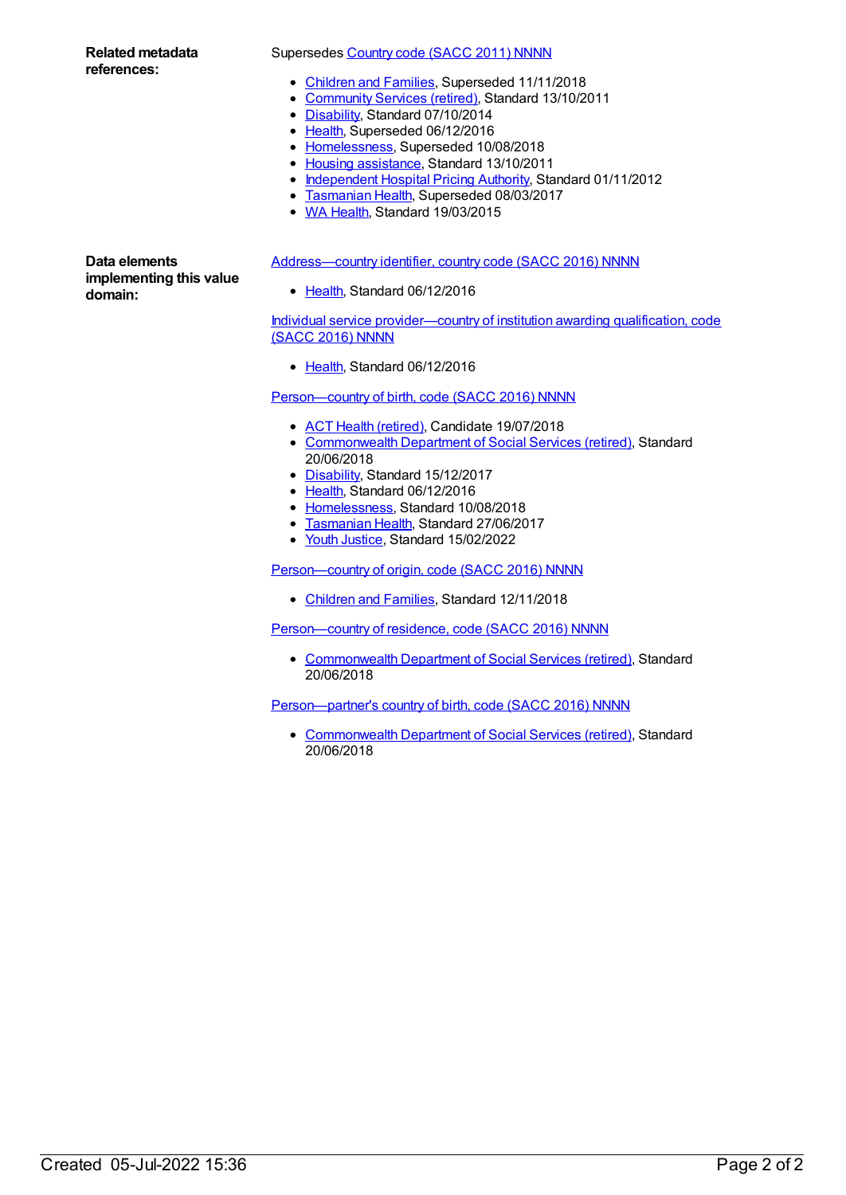**Related metadata references:**

Supersedes Country code (SACC 2011) NNNN

- Children and Families, Superseded 11/11/2018
- Community Services (retired), Standard 13/10/2011
- Disability, Standard 07/10/2014
- Health, Superseded 06/12/2016
- Homelessness, Superseded 10/08/2018
- Housing assistance, Standard 13/10/2011
- Independent Hospital Pricing Authority, Standard 01/11/2012
- Tasmanian Health, Superseded 08/03/2017
- WA Health, Standard 19/03/2015

**Data elements implementing this value domain:**

Address—country identifier, country code (SACC 2016) NNNN

- Health, Standard 06/12/2016

Individual service provider—country of institution awarding qualification, code (SACC 2016) NNNN

- Health, Standard 06/12/2016

Person—country of birth, code (SACC 2016) NNNN

- ACT Health (retired), Candidate 19/07/2018
- Commonwealth Department of Social Services (retired), Standard 20/06/2018
- Disability, Standard 15/12/2017
- Health, Standard 06/12/2016
- Homelessness, Standard 10/08/2018
- Tasmanian Health, Standard 27/06/2017
- Youth Justice, Standard 15/02/2022

Person—country of origin, code (SACC 2016) NNNN

- Children and Families, Standard 12/11/2018

Person—country of residence, code (SACC 2016) NNNN

- Commonwealth Department of Social Services (retired), Standard 20/06/2018

Person—partner's country of birth, code (SACC 2016) NNNN

- Commonwealth Department of Social Services (retired), Standard 20/06/2018